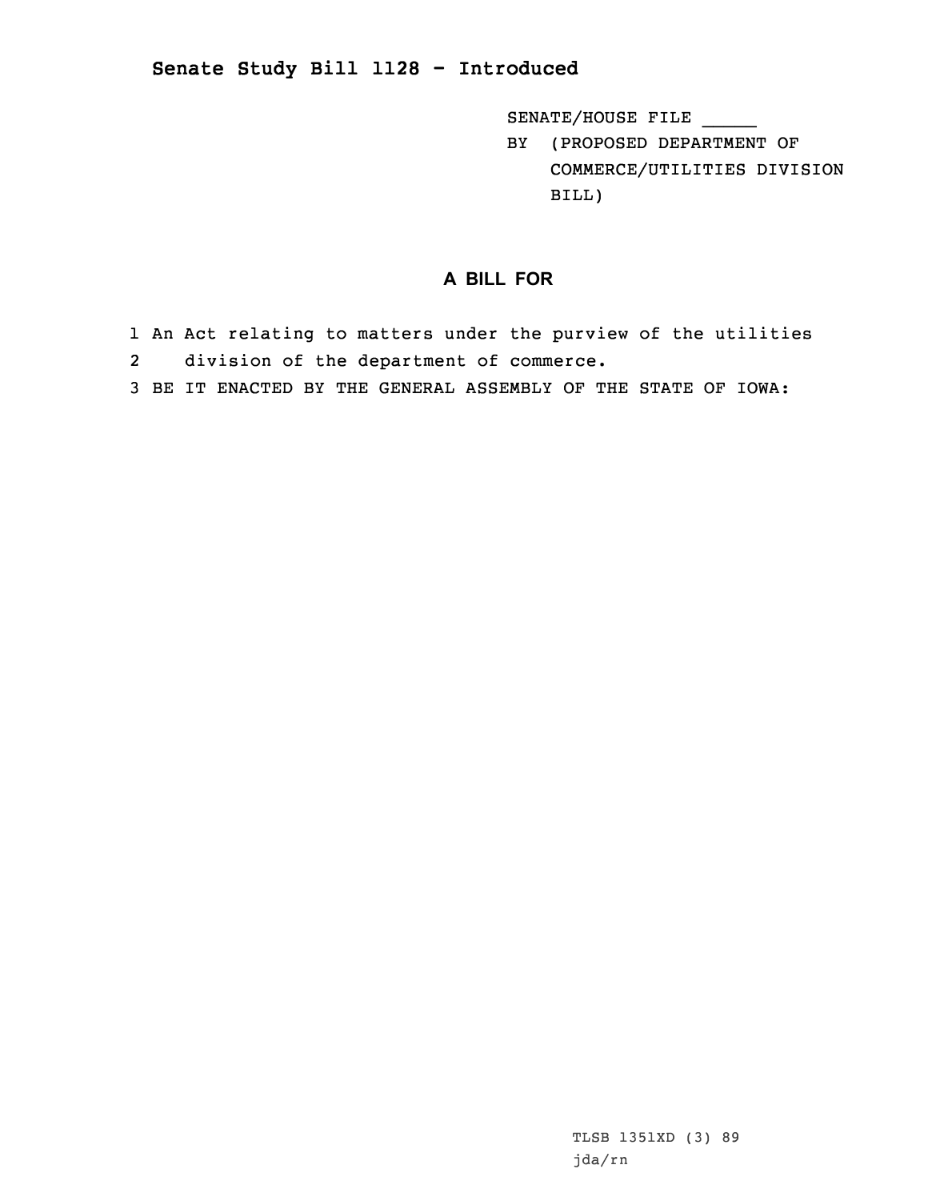## Senate Study Bill 1128 - Introduced

SENATE/HOUSE FILE _____

BY (PROPOSED DEPARTMENT OF COMMERCE/UTILITIES DIVISION BILL)

### A BILL FOR

1 An Act relating to matters under the purview of the utilities
2 division of the department of commerce.
3 BE IT ENACTED BY THE GENERAL ASSEMBLY OF THE STATE OF IOWA:

TLSB 1351XD (3) 89
jda/rn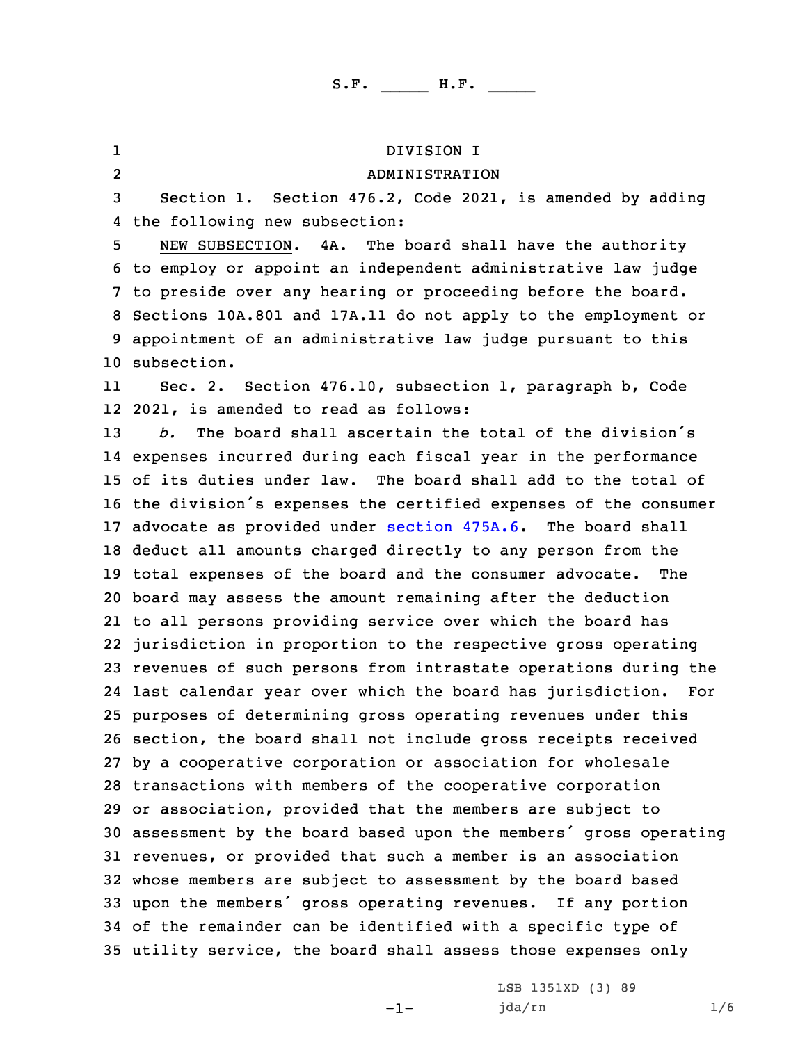S.F. _____ H.F. _____

DIVISION I

ADMINISTRATION

Section 1. Section 476.2, Code 2021, is amended by adding the following new subsection:

NEW SUBSECTION. 4A. The board shall have the authority to employ or appoint an independent administrative law judge to preside over any hearing or proceeding before the board. Sections 10A.801 and 17A.11 do not apply to the employment or appointment of an administrative law judge pursuant to this subsection.

Sec. 2. Section 476.10, subsection 1, paragraph b, Code 2021, is amended to read as follows:

*b.* The board shall ascertain the total of the division's expenses incurred during each fiscal year in the performance of its duties under law. The board shall add to the total of the division's expenses the certified expenses of the consumer advocate as provided under section 475A.6. The board shall deduct all amounts charged directly to any person from the total expenses of the board and the consumer advocate. The board may assess the amount remaining after the deduction to all persons providing service over which the board has jurisdiction in proportion to the respective gross operating revenues of such persons from intrastate operations during the last calendar year over which the board has jurisdiction. For purposes of determining gross operating revenues under this section, the board shall not include gross receipts received by a cooperative corporation or association for wholesale transactions with members of the cooperative corporation or association, provided that the members are subject to assessment by the board based upon the members' gross operating revenues, or provided that such a member is an association whose members are subject to assessment by the board based upon the members' gross operating revenues. If any portion of the remainder can be identified with a specific type of utility service, the board shall assess those expenses only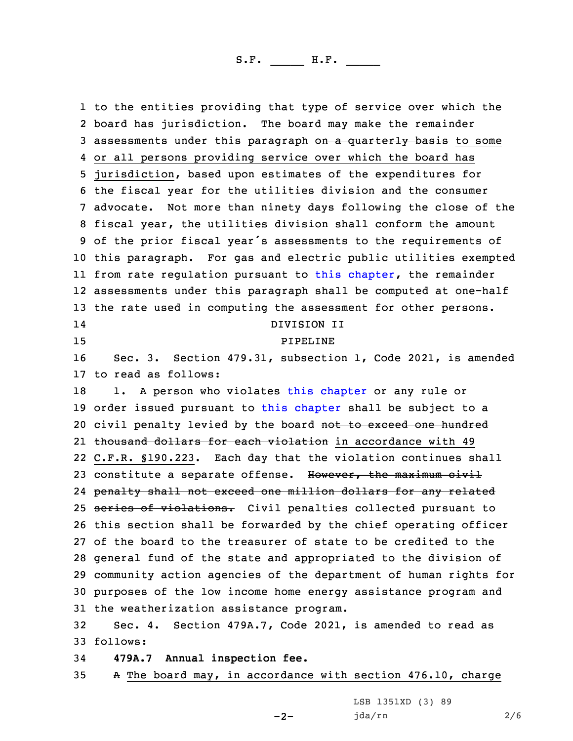to the entities providing that type of service over which the board has jurisdiction. The board may make the remainder assessments under this paragraph ~~on a quarterly basis~~ to some or all persons providing service over which the board has jurisdiction, based upon estimates of the expenditures for the fiscal year for the utilities division and the consumer advocate. Not more than ninety days following the close of the fiscal year, the utilities division shall conform the amount of the prior fiscal year's assessments to the requirements of this paragraph. For gas and electric public utilities exempted from rate regulation pursuant to this chapter, the remainder assessments under this paragraph shall be computed at one-half the rate used in computing the assessment for other persons.

DIVISION II

PIPELINE

Sec. 3. Section 479.31, subsection 1, Code 2021, is amended to read as follows:

1. A person who violates this chapter or any rule or order issued pursuant to this chapter shall be subject to a civil penalty levied by the board ~~not to exceed one hundred thousand dollars for each violation~~ in accordance with 49 C.F.R. §190.223. Each day that the violation continues shall constitute a separate offense. ~~However, the maximum civil penalty shall not exceed one million dollars for any related series of violations.~~ Civil penalties collected pursuant to this section shall be forwarded by the chief operating officer of the board to the treasurer of state to be credited to the general fund of the state and appropriated to the division of community action agencies of the department of human rights for purposes of the low income home energy assistance program and the weatherization assistance program.

Sec. 4. Section 479A.7, Code 2021, is amended to read as follows:

**479A.7 Annual inspection fee.**

~~A~~ The board may, in accordance with section 476.10, charge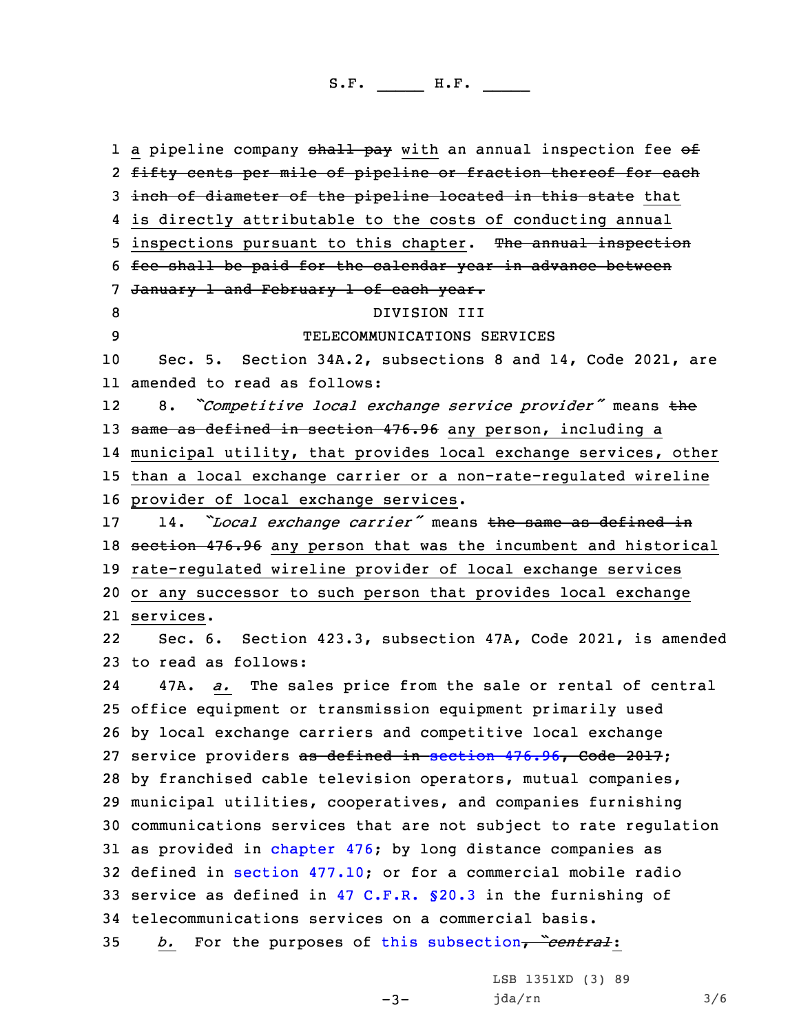a pipeline company ~~shall pay~~ with an annual inspection fee ~~of fifty cents per mile of pipeline or fraction thereof for each inch of diameter of the pipeline located in this state~~ that is directly attributable to the costs of conducting annual inspections pursuant to this chapter. ~~The annual inspection fee shall be paid for the calendar year in advance between January 1 and February 1 of each year.~~

DIVISION III

TELECOMMUNICATIONS SERVICES

Sec. 5. Section 34A.2, subsections 8 and 14, Code 2021, are amended to read as follows:

8. *"Competitive local exchange service provider"* means ~~the same as defined in section 476.96~~ any person, including a municipal utility, that provides local exchange services, other than a local exchange carrier or a non-rate-regulated wireline provider of local exchange services.

14. *"Local exchange carrier"* means ~~the same as defined in section 476.96~~ any person that was the incumbent and historical rate-regulated wireline provider of local exchange services or any successor to such person that provides local exchange services.

Sec. 6. Section 423.3, subsection 47A, Code 2021, is amended to read as follows:

47A. *a.* The sales price from the sale or rental of central office equipment or transmission equipment primarily used by local exchange carriers and competitive local exchange service providers ~~as defined in section 476.96, Code 2017~~; by franchised cable television operators, mutual companies, municipal utilities, cooperatives, and companies furnishing communications services that are not subject to rate regulation as provided in chapter 476; by long distance companies as defined in section 477.10; or for a commercial mobile radio service as defined in 47 C.F.R. §20.3 in the furnishing of telecommunications services on a commercial basis.

*b.* For the purposes of this subsection~~, "central~~: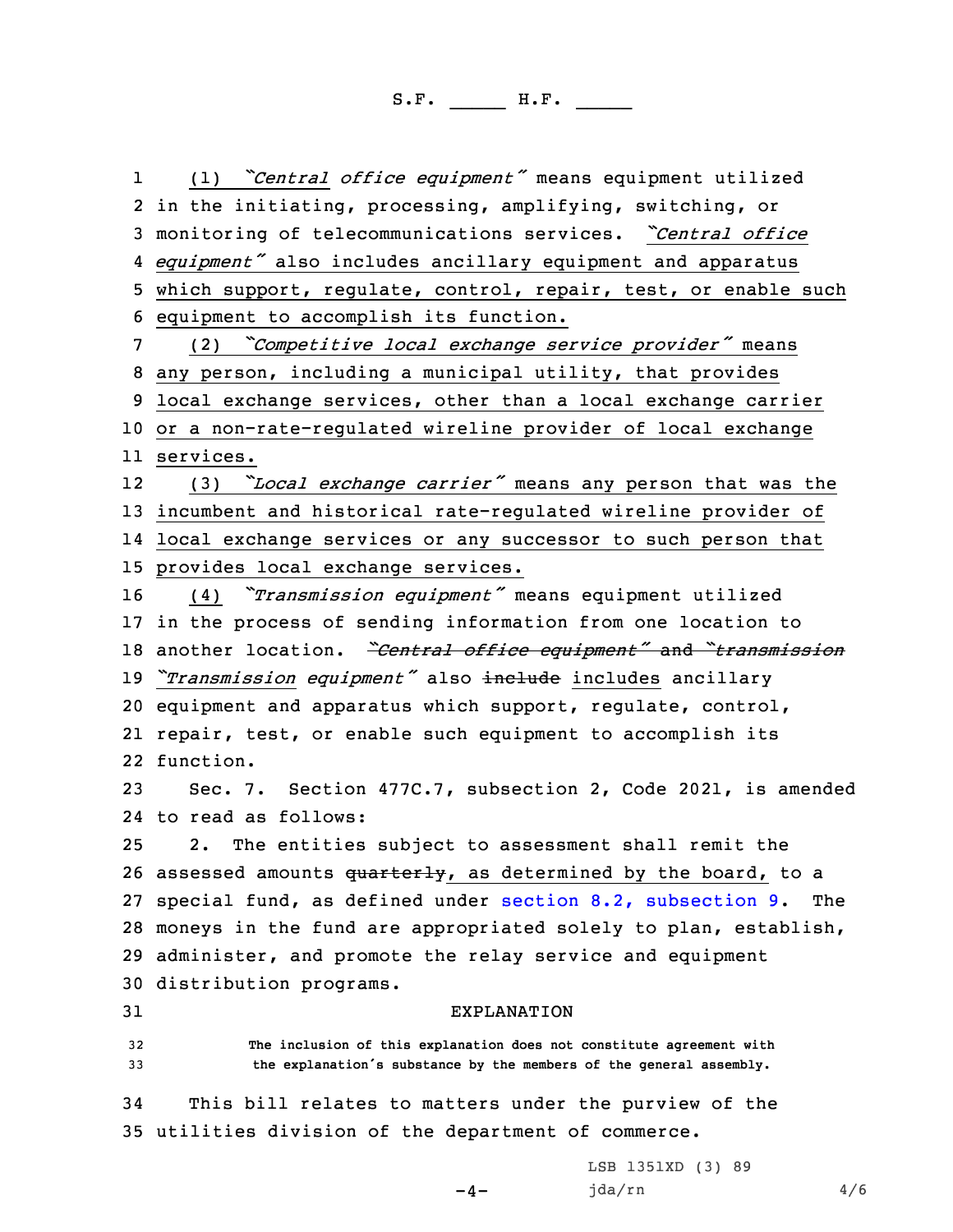(1) *"Central office equipment"* means equipment utilized in the initiating, processing, amplifying, switching, or monitoring of telecommunications services. *"Central office equipment"* also includes ancillary equipment and apparatus which support, regulate, control, repair, test, or enable such equipment to accomplish its function.

(2) *"Competitive local exchange service provider"* means any person, including a municipal utility, that provides local exchange services, other than a local exchange carrier or a non-rate-regulated wireline provider of local exchange services.

(3) *"Local exchange carrier"* means any person that was the incumbent and historical rate-regulated wireline provider of local exchange services or any successor to such person that provides local exchange services.

(4) *"Transmission equipment"* means equipment utilized in the process of sending information from one location to another location. ~~*"Central office equipment"* and *"transmission~~ *"Transmission equipment"* also ~~include~~ includes ancillary equipment and apparatus which support, regulate, control, repair, test, or enable such equipment to accomplish its function.

Sec. 7. Section 477C.7, subsection 2, Code 2021, is amended to read as follows:

2. The entities subject to assessment shall remit the assessed amounts ~~quarterly~~, as determined by the board, to a special fund, as defined under section 8.2, subsection 9. The moneys in the fund are appropriated solely to plan, establish, administer, and promote the relay service and equipment distribution programs.

EXPLANATION

The inclusion of this explanation does not constitute agreement with the explanation's substance by the members of the general assembly.

This bill relates to matters under the purview of the utilities division of the department of commerce.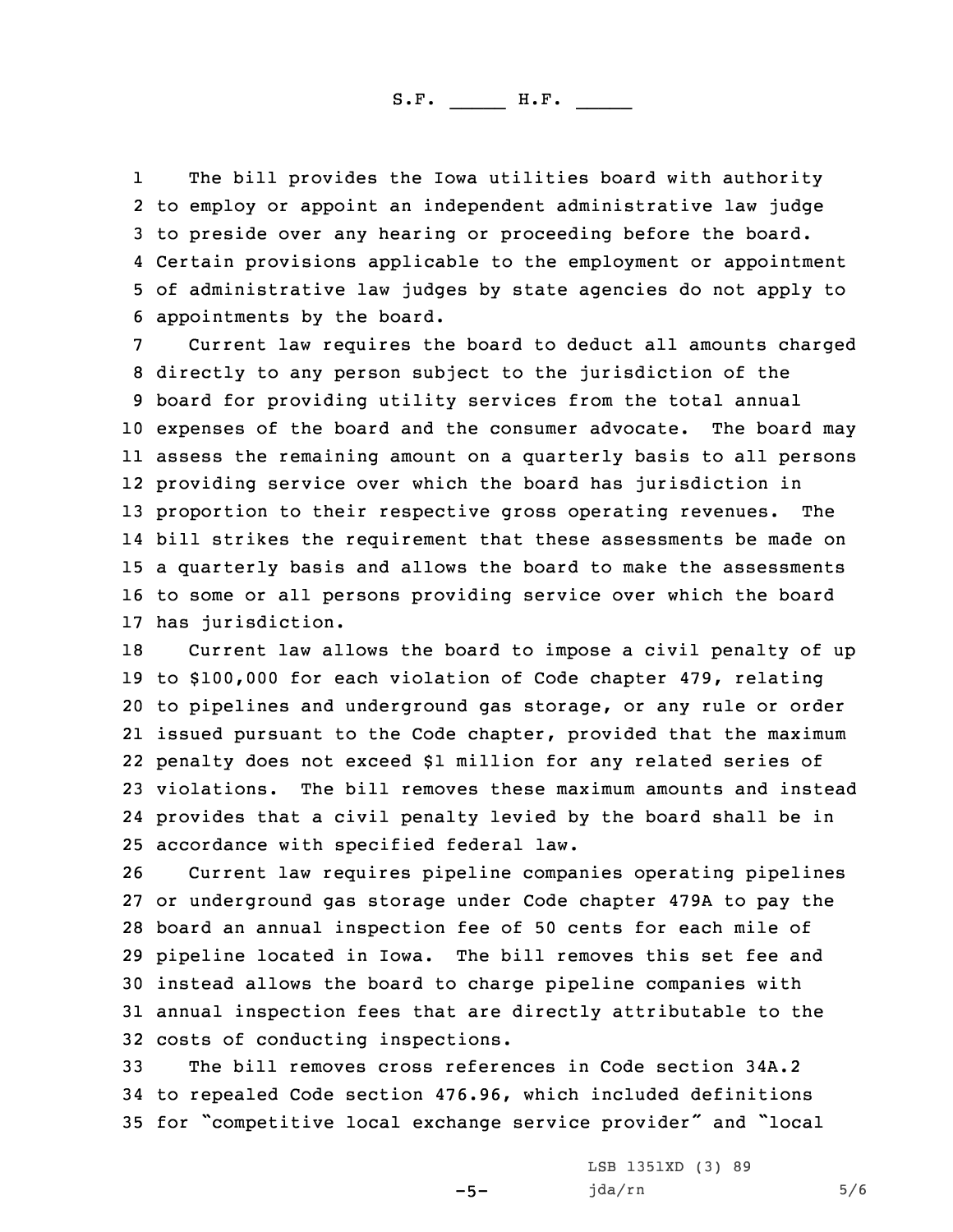The bill provides the Iowa utilities board with authority to employ or appoint an independent administrative law judge to preside over any hearing or proceeding before the board. Certain provisions applicable to the employment or appointment of administrative law judges by state agencies do not apply to appointments by the board.

Current law requires the board to deduct all amounts charged directly to any person subject to the jurisdiction of the board for providing utility services from the total annual expenses of the board and the consumer advocate. The board may assess the remaining amount on a quarterly basis to all persons providing service over which the board has jurisdiction in proportion to their respective gross operating revenues. The bill strikes the requirement that these assessments be made on a quarterly basis and allows the board to make the assessments to some or all persons providing service over which the board has jurisdiction.

Current law allows the board to impose a civil penalty of up to $100,000 for each violation of Code chapter 479, relating to pipelines and underground gas storage, or any rule or order issued pursuant to the Code chapter, provided that the maximum penalty does not exceed $1 million for any related series of violations. The bill removes these maximum amounts and instead provides that a civil penalty levied by the board shall be in accordance with specified federal law.

Current law requires pipeline companies operating pipelines or underground gas storage under Code chapter 479A to pay the board an annual inspection fee of 50 cents for each mile of pipeline located in Iowa. The bill removes this set fee and instead allows the board to charge pipeline companies with annual inspection fees that are directly attributable to the costs of conducting inspections.

The bill removes cross references in Code section 34A.2 to repealed Code section 476.96, which included definitions for "competitive local exchange service provider" and "local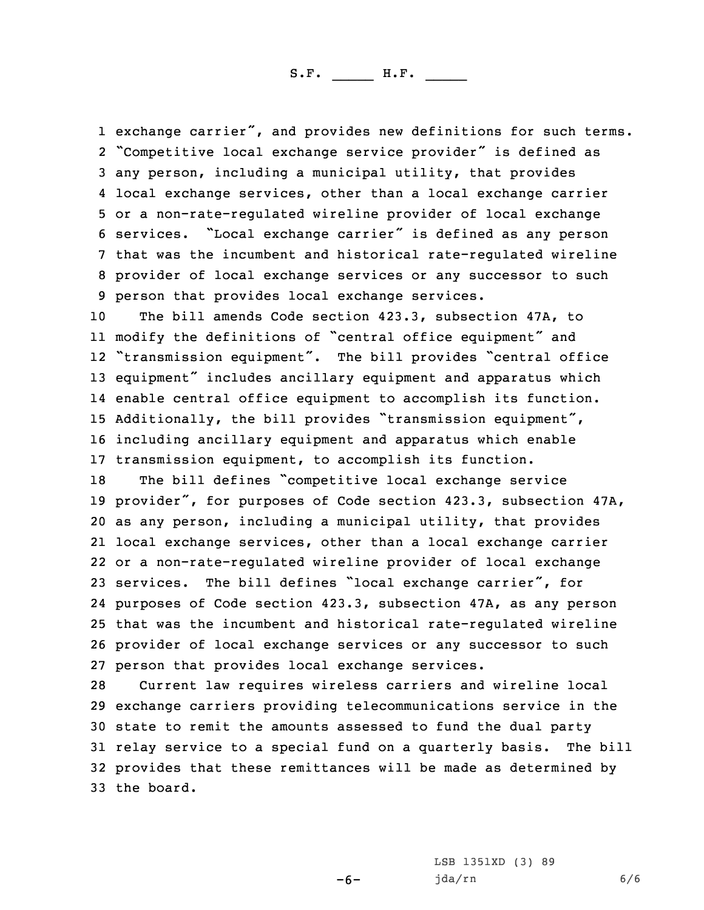exchange carrier", and provides new definitions for such terms. "Competitive local exchange service provider" is defined as any person, including a municipal utility, that provides local exchange services, other than a local exchange carrier or a non-rate-regulated wireline provider of local exchange services. "Local exchange carrier" is defined as any person that was the incumbent and historical rate-regulated wireline provider of local exchange services or any successor to such person that provides local exchange services.

The bill amends Code section 423.3, subsection 47A, to modify the definitions of "central office equipment" and "transmission equipment". The bill provides "central office equipment" includes ancillary equipment and apparatus which enable central office equipment to accomplish its function. Additionally, the bill provides "transmission equipment", including ancillary equipment and apparatus which enable transmission equipment, to accomplish its function.

The bill defines "competitive local exchange service provider", for purposes of Code section 423.3, subsection 47A, as any person, including a municipal utility, that provides local exchange services, other than a local exchange carrier or a non-rate-regulated wireline provider of local exchange services. The bill defines "local exchange carrier", for purposes of Code section 423.3, subsection 47A, as any person that was the incumbent and historical rate-regulated wireline provider of local exchange services or any successor to such person that provides local exchange services.

Current law requires wireless carriers and wireline local exchange carriers providing telecommunications service in the state to remit the amounts assessed to fund the dual party relay service to a special fund on a quarterly basis. The bill provides that these remittances will be made as determined by the board.

LSB 1351XD (3) 89
jda/rn